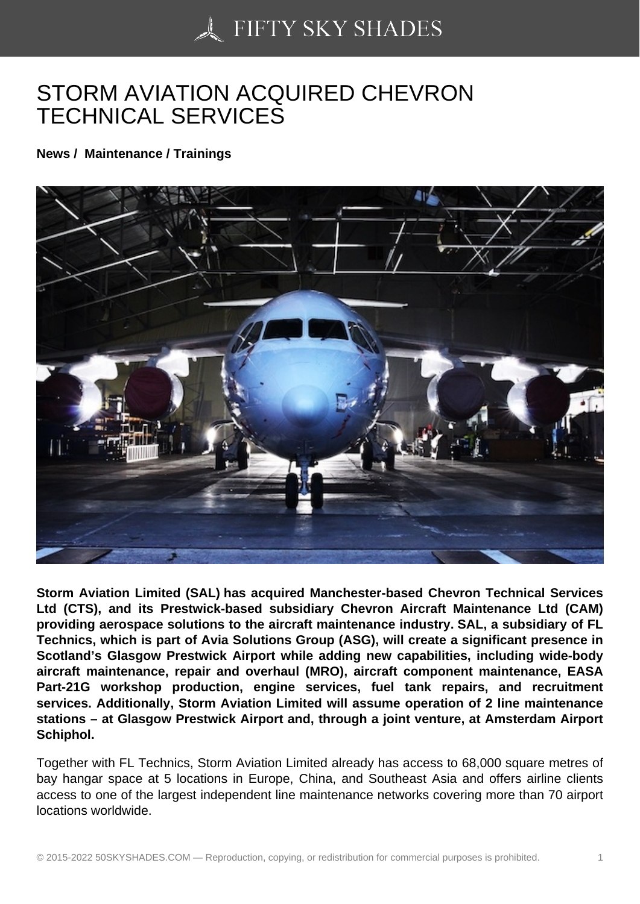# STORM AVIATION ACQUIRED CHEVRON TECHNICAL SERVICES

**News / Maintenance / Trainings**

**Storm Aviation Limited (SAL) has acquired Manchester-based Chevron Technical Services Ltd (CTS), and its Prestwick-based subsidiary Chevron Aircraft Maintenance Ltd (CAM) providing aerospace solutions to the aircraft maintenance industry. SAL, a subsidiary of FL Technics, which is part of Avia Solutions Group (ASG), will create a significant presence in Scotland's Glasgow Prestwick Airport while adding new capabilities, including wide-body aircraft maintenance, repair and overhaul (MRO), aircraft component maintenance, EASA Part-21G workshop production, engine services, fuel tank repairs, and recruitment services. Additionally, Storm Aviation Limited will assume operation of 2 line maintenance stations – at Glasgow Prestwick Airport and, through a joint venture, at Amsterdam Airport Schiphol.**

Together with FL Technics, Storm Aviation Limited already has access to 68,000 square metres of bay hangar space at 5 locations in Europe, China, and Southeast Asia and offers airline clients access to one of the largest independent line maintenance networks covering more than 70 airport locations worldwide.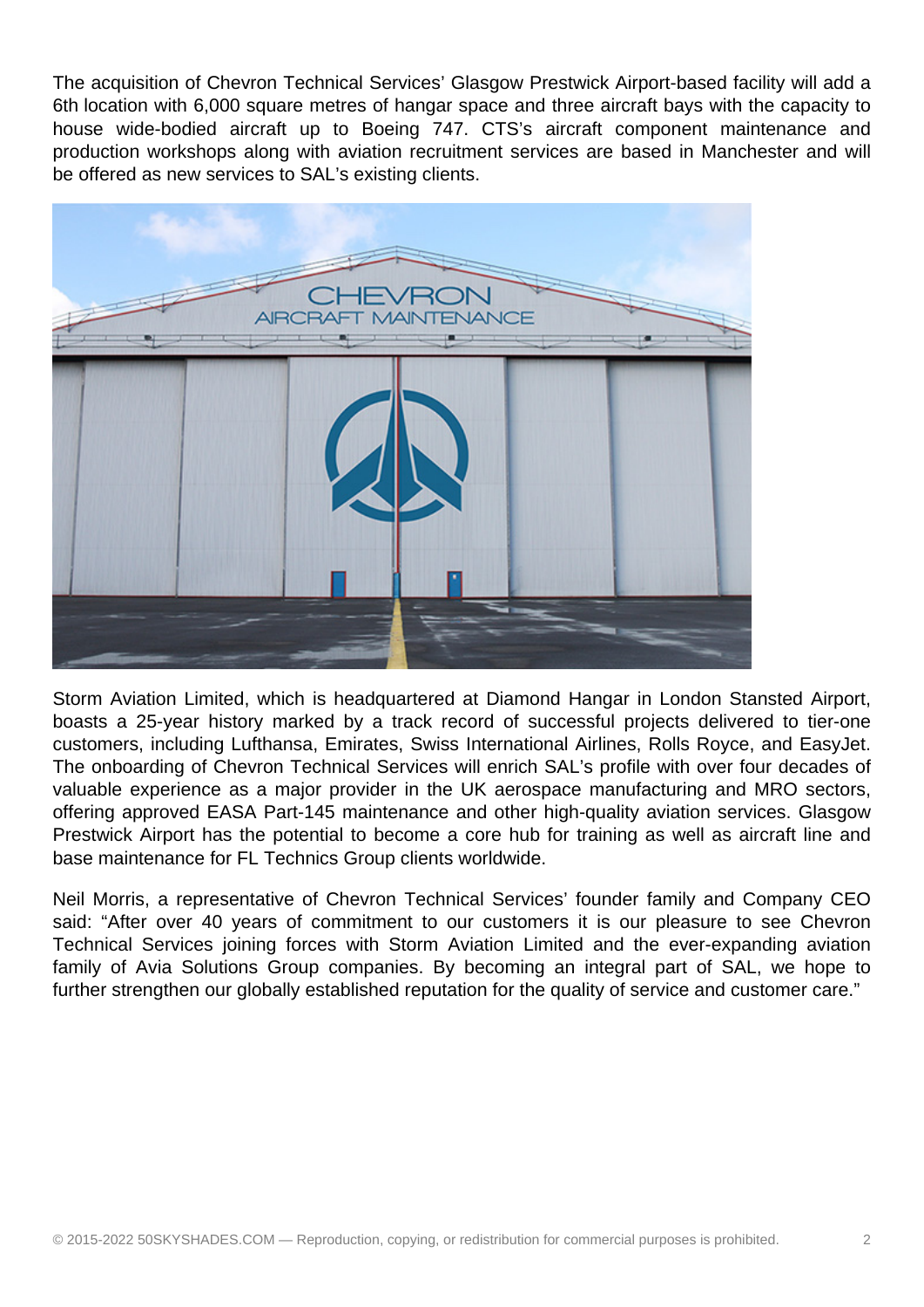The acquisition of Chevron Technical Services' Glasgow Prestwick Airport-based facility will add a 6th location with 6,000 square metres of hangar space and three aircraft bays with the capacity to house wide-bodied aircraft up to Boeing 747. CTS's aircraft component maintenance and production workshops along with aviation recruitment services are based in Manchester and will be offered as new services to SAL's existing clients.

Storm Aviation Limited, which is headquartered at Diamond Hangar in London Stansted Airport, boasts a 25-year history marked by a track record of successful projects delivered to tier-one customers, including Lufthansa, Emirates, Swiss International Airlines, Rolls Royce, and EasyJet. The onboarding of Chevron Technical Services will enrich SAL's profile with over four decades of valuable experience as a major provider in the UK aerospace manufacturing and MRO sectors, offering approved EASA Part-145 maintenance and other high-quality aviation services. Glasgow Prestwick Airport has the potential to become a core hub for training as well as aircraft line and base maintenance for FL Technics Group clients worldwide.

Neil Morris, a representative of Chevron Technical Services' founder family and Company CEO said: "After over 40 years of commitment to our customers it is our pleasure to see Chevron Technical Services joining forces with Storm Aviation Limited and the ever-expanding aviation family of Avia Solutions Group companies. By becoming an integral part of SAL, we hope to further strengthen our globally established reputation for the quality of service and customer care."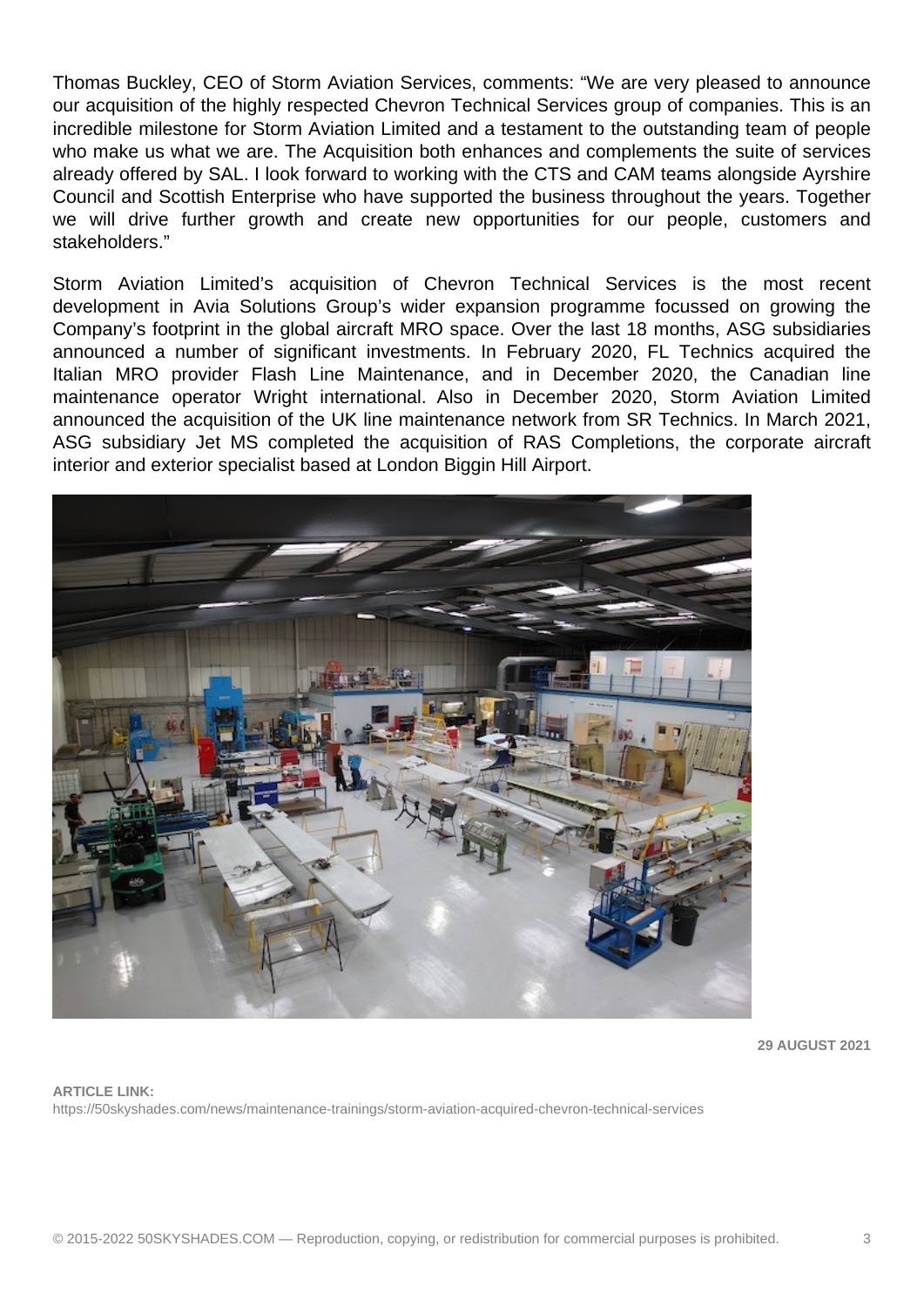Thomas Buckley, CEO of Storm Aviation Services, comments: “We are very pleased to announce our acquisition of the highly respected Chevron Technical Services group of companies. This is an incredible milestone for Storm Aviation Limited and a testament to the outstanding team of people who make us what we are. The Acquisition both enhances and complements the suite of services already offered by SAL. I look forward to working with the CTS and CAM teams alongside Ayrshire Council and Scottish Enterprise who have supported the business throughout the years. Together we will drive further growth and create new opportunities for our people, customers and stakeholders.”

Storm Aviation Limited’s acquisition of Chevron Technical Services is the most recent development in Avia Solutions Group’s wider expansion programme focussed on growing the Company’s footprint in the global aircraft MRO space. Over the last 18 months, ASG subsidiaries announced a number of significant investments. In February 2020, FL Technics acquired the Italian MRO provider Flash Line Maintenance, and in December 2020, the Canadian line maintenance operator Wright international. Also in December 2020, Storm Aviation Limited announced the acquisition of the UK line maintenance network from SR Technics. In March 2021, ASG subsidiary Jet MS completed the acquisition of RAS Completions, the corporate aircraft interior and exterior specialist based at London Biggin Hill Airport.

**29 AUGUST 2021**

**ARTICLE LINK:**
https://50skyshades.com/news/maintenance-trainings/storm-aviation-acquired-chevron-technical-services